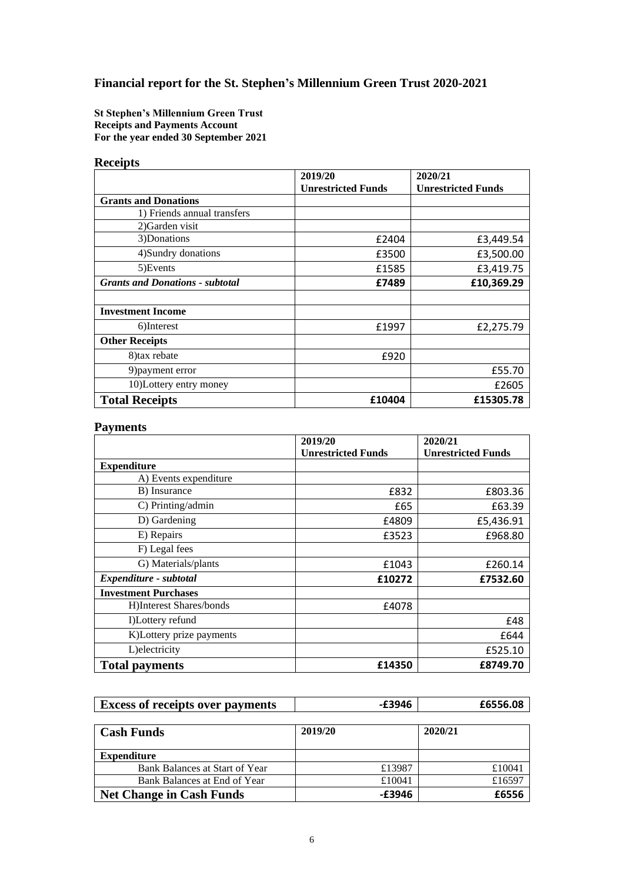# Financial report for the St. Stephen's Millennium Green Trust 2020-2021

**St Stephen's Millennium Green Trust**
**Receipts and Payments Account**
**For the year ended 30 September 2021**

## Receipts

| | 2019/20 Unrestricted Funds | 2020/21 Unrestricted Funds |
|---|---|---|
| **Grants and Donations** | | |
| 1) Friends annual transfers | | |
| 2)Garden visit | | |
| 3)Donations | £2404 | £3,449.54 |
| 4)Sundry donations | £3500 | £3,500.00 |
| 5)Events | £1585 | £3,419.75 |
| ***Grants and Donations - subtotal*** | **£7489** | **£10,369.29** |
| | | |
| **Investment Income** | | |
| 6)Interest | £1997 | £2,275.79 |
| **Other Receipts** | | |
| 8)tax rebate | £920 | |
| 9)payment error | | £55.70 |
| 10)Lottery entry money | | £2605 |
| **Total Receipts** | **£10404** | **£15305.78** |

## Payments

| | 2019/20 Unrestricted Funds | 2020/21 Unrestricted Funds |
|---|---|---|
| **Expenditure** | | |
| A) Events expenditure | | |
| B) Insurance | £832 | £803.36 |
| C) Printing/admin | £65 | £63.39 |
| D) Gardening | £4809 | £5,436.91 |
| E) Repairs | £3523 | £968.80 |
| F) Legal fees | | |
| G) Materials/plants | £1043 | £260.14 |
| ***Expenditure - subtotal*** | **£10272** | **£7532.60** |
| **Investment Purchases** | | |
| H)Interest Shares/bonds | £4078 | |
| I)Lottery refund | | £48 |
| K)Lottery prize payments | | £644 |
| L)electricity | | £525.10 |
| **Total payments** | **£14350** | **£8749.70** |

| **Excess of receipts over payments** | **-£3946** | **£6556.08** |
|---|---|---|

| **Cash Funds** | 2019/20 | 2020/21 |
|---|---|---|
| **Expenditure** | | |
| Bank Balances at Start of Year | £13987 | £10041 |
| Bank Balances at End of Year | £10041 | £16597 |
| **Net Change in Cash Funds** | **-£3946** | **£6556** |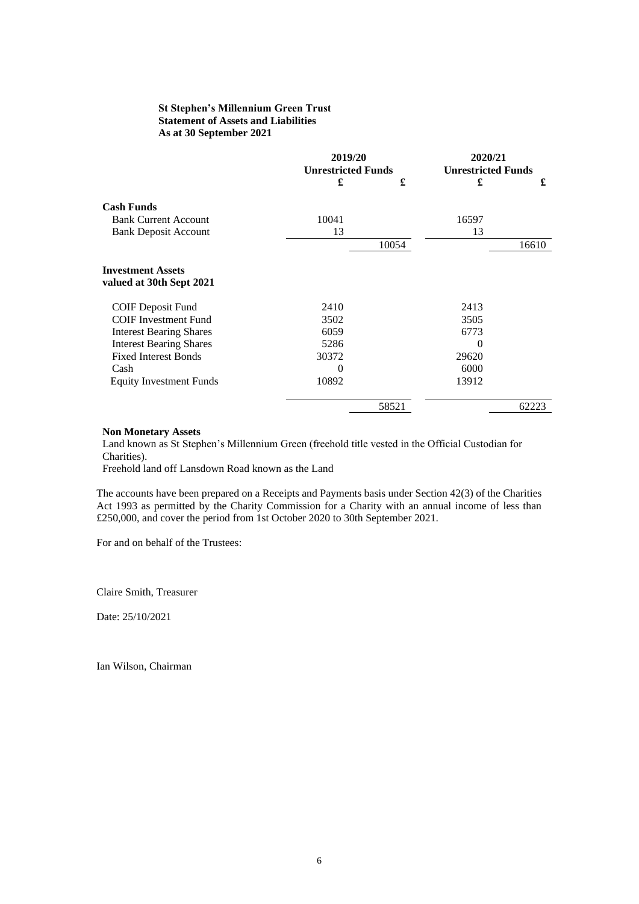**St Stephen's Millennium Green Trust**
**Statement of Assets and Liabilities**
**As at 30 September 2021**

| | 2019/20 Unrestricted Funds | | 2020/21 Unrestricted Funds | |
|---|---|---|---|---|
| | £ | £ | £ | £ |
| **Cash Funds** | | | | |
| Bank Current Account | 10041 | | 16597 | |
| Bank Deposit Account | 13 | | 13 | |
| | | 10054 | | 16610 |
| **Investment Assets valued at 30th Sept 2021** | | | | |
| COIF Deposit Fund | 2410 | | 2413 | |
| COIF Investment Fund | 3502 | | 3505 | |
| Interest Bearing Shares | 6059 | | 6773 | |
| Interest Bearing Shares | 5286 | | 0 | |
| Fixed Interest Bonds | 30372 | | 29620 | |
| Cash | 0 | | 6000 | |
| Equity Investment Funds | 10892 | | 13912 | |
| | | 58521 | | 62223 |

**Non Monetary Assets**

Land known as St Stephen's Millennium Green (freehold title vested in the Official Custodian for Charities).

Freehold land off Lansdown Road known as the Land

The accounts have been prepared on a Receipts and Payments basis under Section 42(3) of the Charities Act 1993 as permitted by the Charity Commission for a Charity with an annual income of less than £250,000, and cover the period from 1st October 2020 to 30th September 2021.

For and on behalf of the Trustees:

Claire Smith, Treasurer

Date: 25/10/2021

Ian Wilson, Chairman